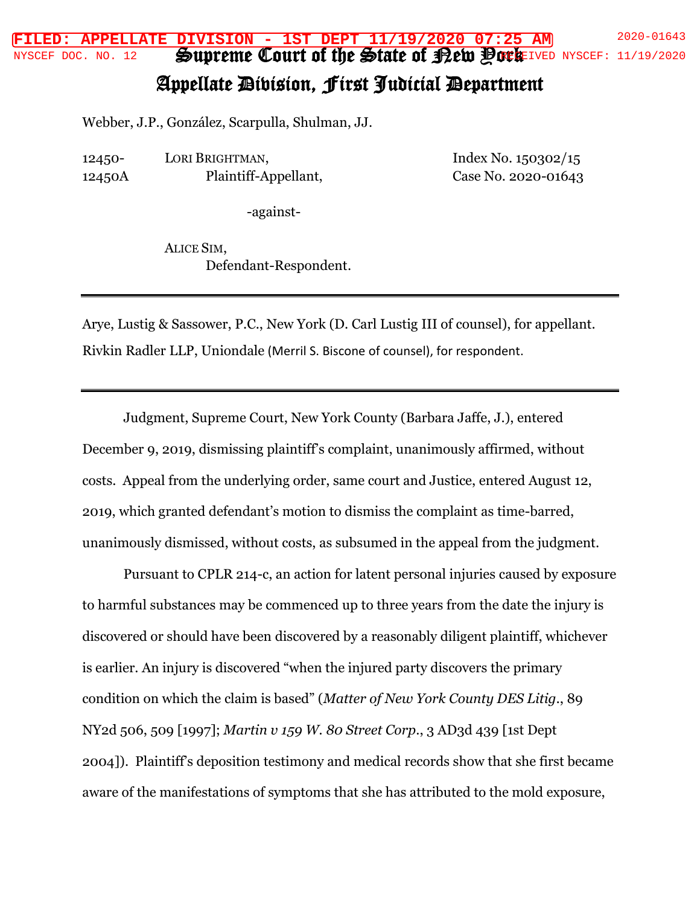# Supreme Court of the State of New York
## Appellate Division, First Judicial Department

Webber, J.P., González, Scarpulla, Shulman, JJ.

12450-
12450A

LORI BRIGHTMAN,
Plaintiff-Appellant,

-against-

ALICE SIM,
Defendant-Respondent.

Index No. 150302/15
Case No. 2020-01643

---

Arye, Lustig & Sassower, P.C., New York (D. Carl Lustig III of counsel), for appellant.

Rivkin Radler LLP, Uniondale (Merril S. Biscone of counsel), for respondent.

---

Judgment, Supreme Court, New York County (Barbara Jaffe, J.), entered December 9, 2019, dismissing plaintiff's complaint, unanimously affirmed, without costs. Appeal from the underlying order, same court and Justice, entered August 12, 2019, which granted defendant's motion to dismiss the complaint as time-barred, unanimously dismissed, without costs, as subsumed in the appeal from the judgment.

Pursuant to CPLR 214-c, an action for latent personal injuries caused by exposure to harmful substances may be commenced up to three years from the date the injury is discovered or should have been discovered by a reasonably diligent plaintiff, whichever is earlier. An injury is discovered "when the injured party discovers the primary condition on which the claim is based" (*Matter of New York County DES Litig.*, 89 NY2d 506, 509 [1997]; *Martin v 159 W. 80 Street Corp.*, 3 AD3d 439 [1st Dept 2004]). Plaintiff's deposition testimony and medical records show that she first became aware of the manifestations of symptoms that she has attributed to the mold exposure,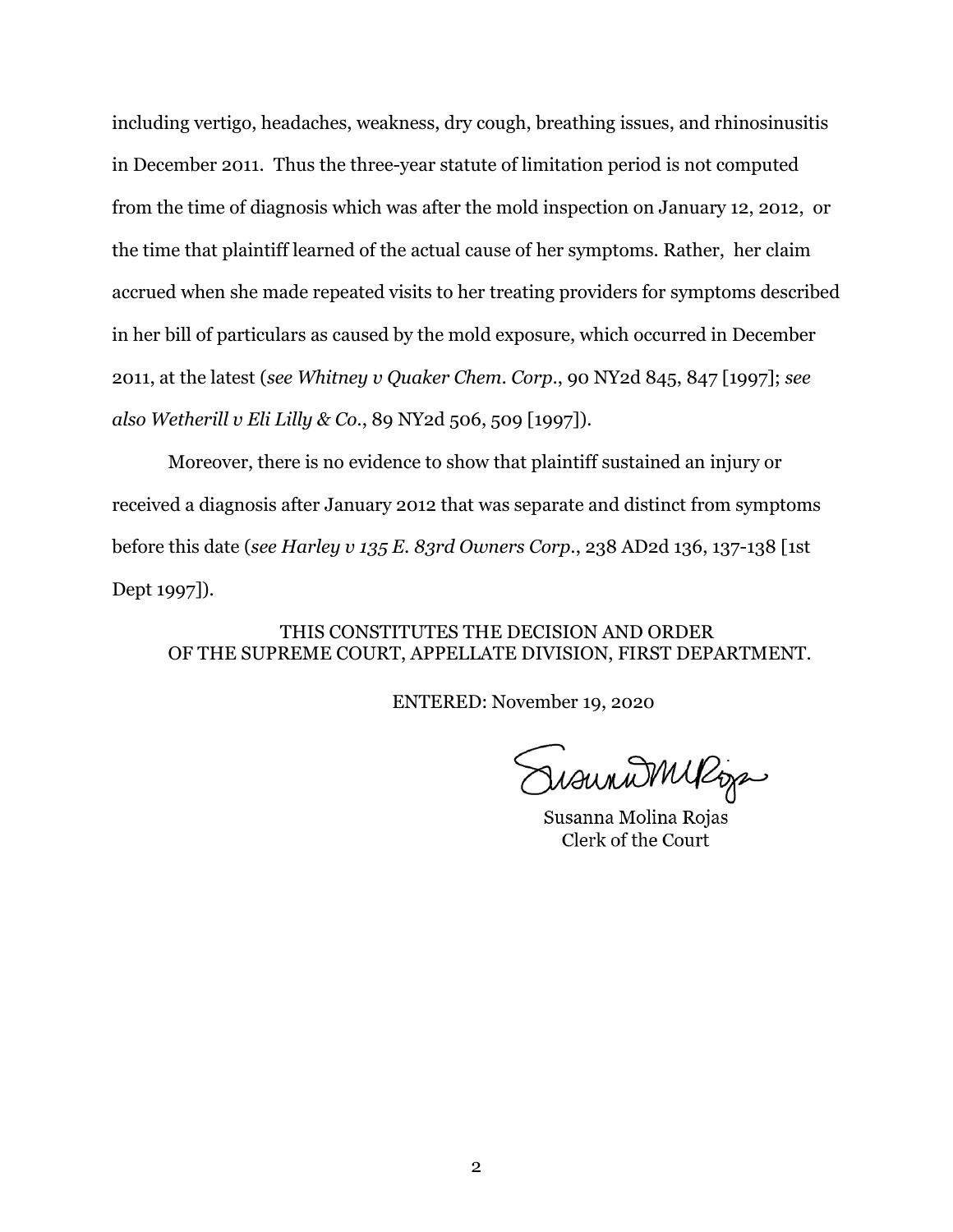including vertigo, headaches, weakness, dry cough, breathing issues, and rhinosinusitis in December 2011. Thus the three-year statute of limitation period is not computed from the time of diagnosis which was after the mold inspection on January 12, 2012, or the time that plaintiff learned of the actual cause of her symptoms. Rather, her claim accrued when she made repeated visits to her treating providers for symptoms described in her bill of particulars as caused by the mold exposure, which occurred in December 2011, at the latest (*see Whitney v Quaker Chem. Corp.*, 90 NY2d 845, 847 [1997]; *see also Wetherill v Eli Lilly & Co.*, 89 NY2d 506, 509 [1997]).

Moreover, there is no evidence to show that plaintiff sustained an injury or received a diagnosis after January 2012 that was separate and distinct from symptoms before this date (*see Harley v 135 E. 83rd Owners Corp.*, 238 AD2d 136, 137-138 [1st Dept 1997]).

THIS CONSTITUTES THE DECISION AND ORDER
OF THE SUPREME COURT, APPELLATE DIVISION, FIRST DEPARTMENT.

ENTERED: November 19, 2020

Susanna Molina Rojas
Clerk of the Court